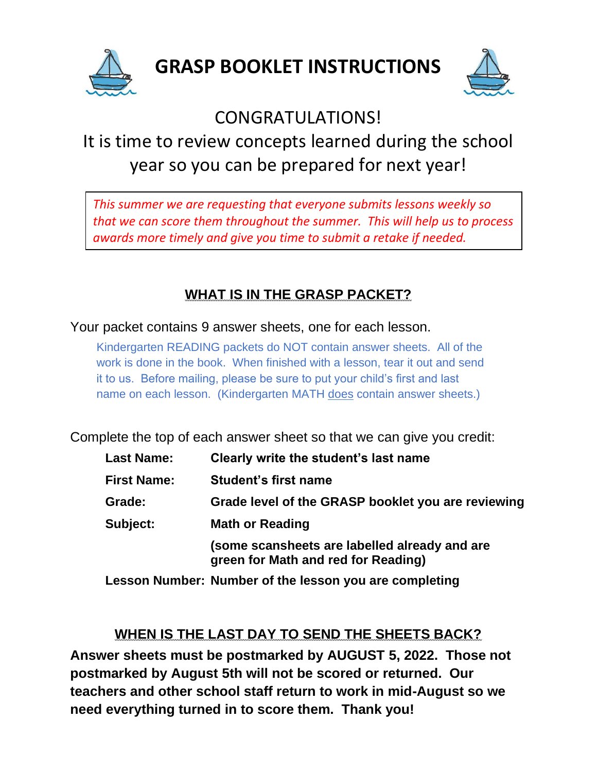# GRASP BOOKLET INSTRUCTIONS

CONGRATULATIONS!

It is time to review concepts learned during the school year so you can be prepared for next year!

*This summer we are requesting that everyone submits lessons weekly so that we can score them throughout the summer. This will help us to process awards more timely and give you time to submit a retake if needed.*

## WHAT IS IN THE GRASP PACKET?

Your packet contains 9 answer sheets, one for each lesson.

Kindergarten READING packets do NOT contain answer sheets. All of the work is done in the book. When finished with a lesson, tear it out and send it to us. Before mailing, please be sure to put your child's first and last name on each lesson. (Kindergarten MATH does contain answer sheets.)

Complete the top of each answer sheet so that we can give you credit:

| | |
|---|---|
| **Last Name:** | **Clearly write the student's last name** |
| **First Name:** | **Student's first name** |
| **Grade:** | **Grade level of the GRASP booklet you are reviewing** |
| **Subject:** | **Math or Reading** |
| | **(some scansheets are labelled already and are green for Math and red for Reading)** |
| **Lesson Number:** | **Number of the lesson you are completing** |

## WHEN IS THE LAST DAY TO SEND THE SHEETS BACK?

**Answer sheets must be postmarked by AUGUST 5, 2022. Those not postmarked by August 5th will not be scored or returned. Our teachers and other school staff return to work in mid-August so we need everything turned in to score them. Thank you!**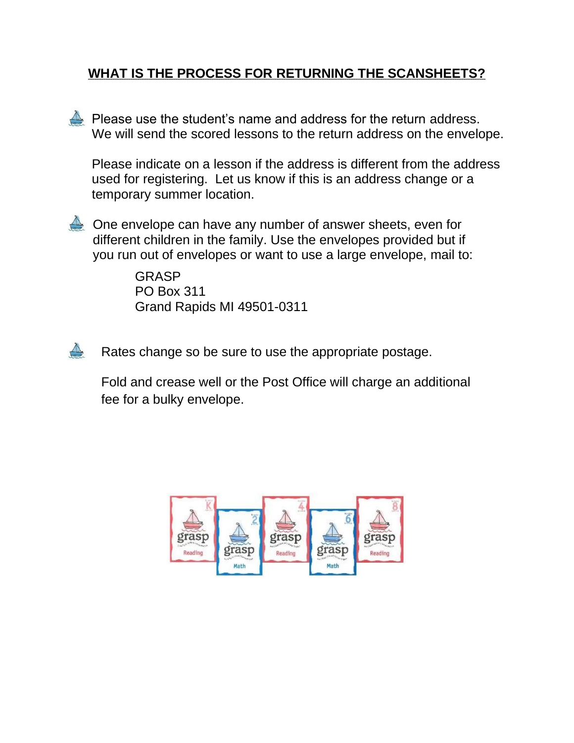## WHAT IS THE PROCESS FOR RETURNING THE SCANSHEETS?

- Please use the student's name and address for the return address. We will send the scored lessons to the return address on the envelope.

  Please indicate on a lesson if the address is different from the address used for registering. Let us know if this is an address change or a temporary summer location.

- One envelope can have any number of answer sheets, even for different children in the family. Use the envelopes provided but if you run out of envelopes or want to use a large envelope, mail to:

  GRASP
  PO Box 311
  Grand Rapids MI 49501-0311

- Rates change so be sure to use the appropriate postage.

  Fold and crease well or the Post Office will charge an additional fee for a bulky envelope.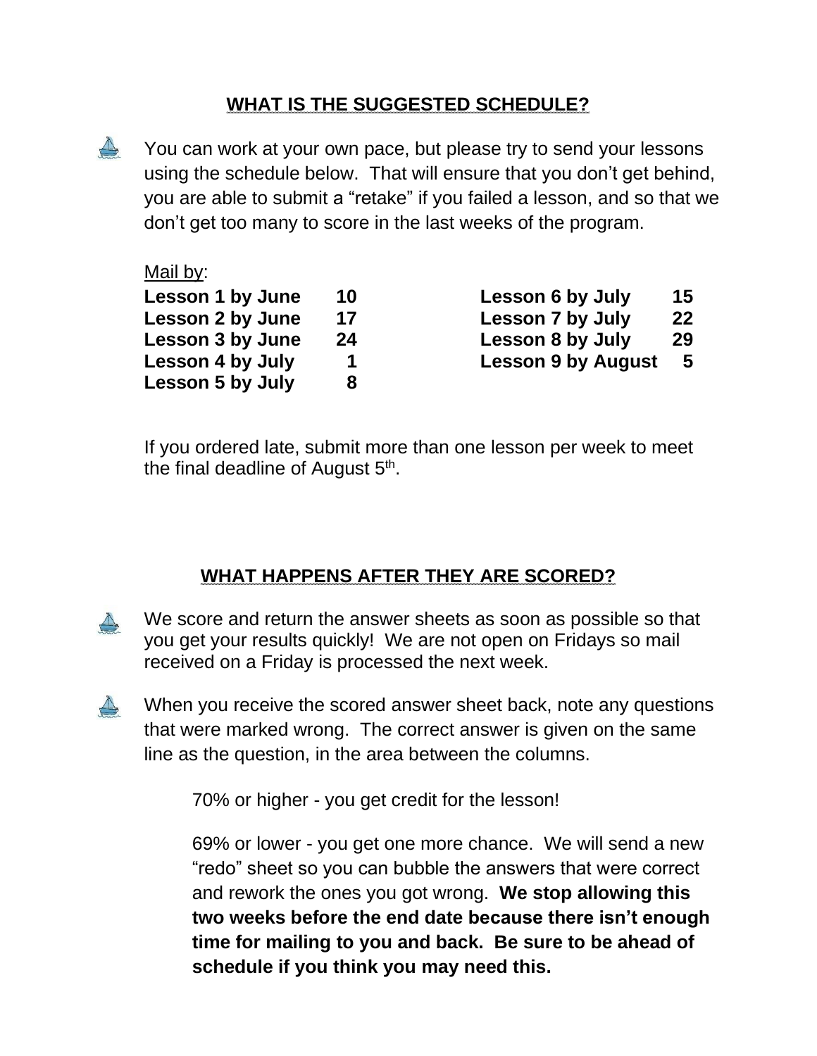## WHAT IS THE SUGGESTED SCHEDULE?

- You can work at your own pace, but please try to send your lessons using the schedule below. That will ensure that you don't get behind, you are able to submit a "retake" if you failed a lesson, and so that we don't get too many to score in the last weeks of the program.

Mail by:

**Lesson 1 by June 10**
**Lesson 2 by June 17**
**Lesson 3 by June 24**
**Lesson 4 by July 1**
**Lesson 5 by July 8**
**Lesson 6 by July 15**
**Lesson 7 by July 22**
**Lesson 8 by July 29**
**Lesson 9 by August 5**

If you ordered late, submit more than one lesson per week to meet the final deadline of August 5th.

## WHAT HAPPENS AFTER THEY ARE SCORED?

- We score and return the answer sheets as soon as possible so that you get your results quickly! We are not open on Fridays so mail received on a Friday is processed the next week.

- When you receive the scored answer sheet back, note any questions that were marked wrong. The correct answer is given on the same line as the question, in the area between the columns.

  70% or higher - you get credit for the lesson!

  69% or lower - you get one more chance. We will send a new "redo" sheet so you can bubble the answers that were correct and rework the ones you got wrong. **We stop allowing this two weeks before the end date because there isn't enough time for mailing to you and back. Be sure to be ahead of schedule if you think you may need this.**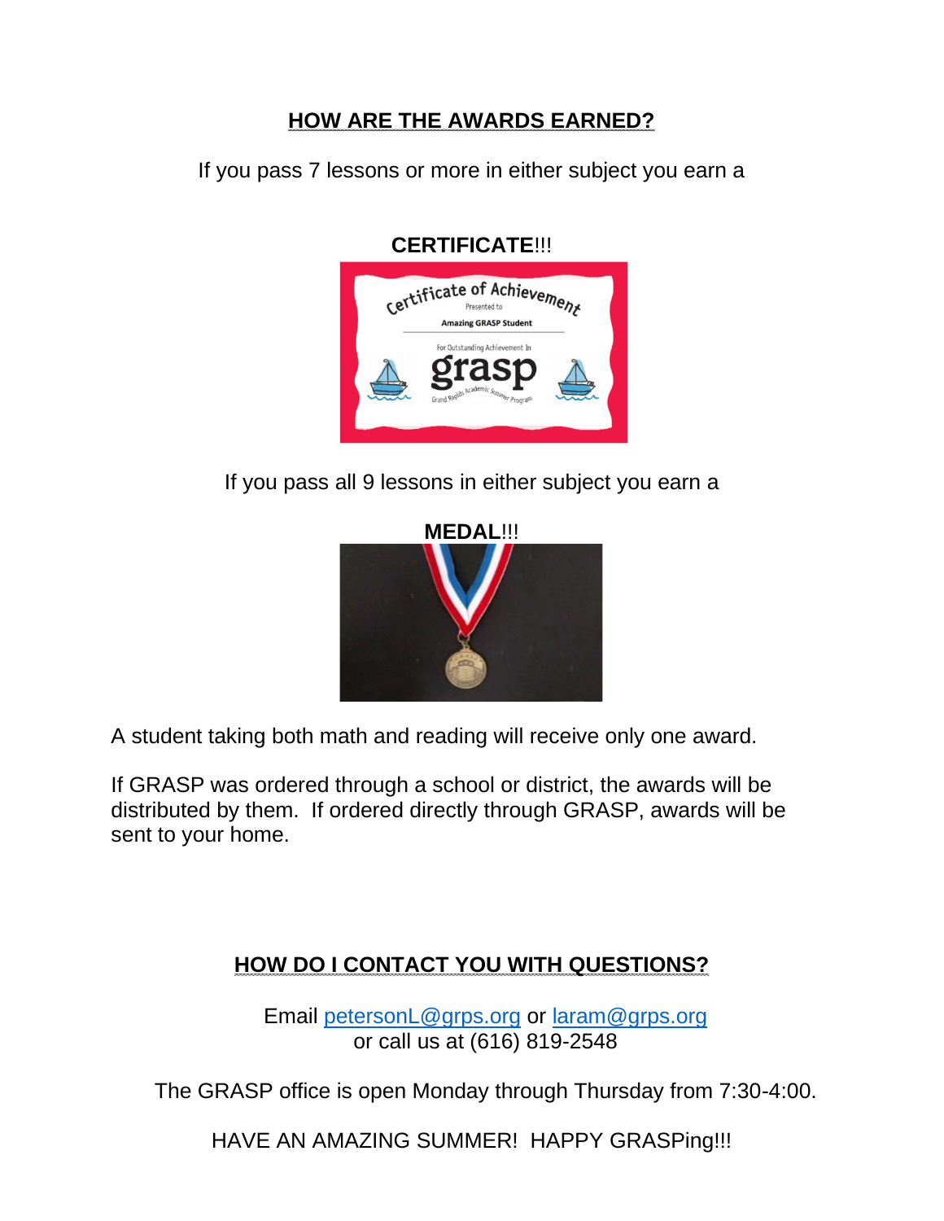## HOW ARE THE AWARDS EARNED?

If you pass 7 lessons or more in either subject you earn a

**CERTIFICATE**!!!

If you pass all 9 lessons in either subject you earn a

**MEDAL**!!!

A student taking both math and reading will receive only one award.

If GRASP was ordered through a school or district, the awards will be distributed by them. If ordered directly through GRASP, awards will be sent to your home.

## HOW DO I CONTACT YOU WITH QUESTIONS?

Email petersonL@grps.org or laram@grps.org
or call us at (616) 819-2548

The GRASP office is open Monday through Thursday from 7:30-4:00.

HAVE AN AMAZING SUMMER! HAPPY GRASPing!!!